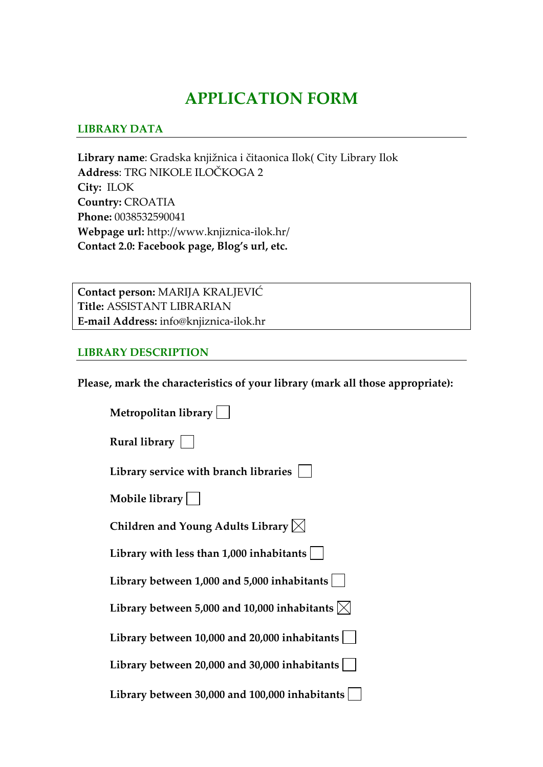# APPLICATION FORM

## LIBRARY DATA

**Library name**: Gradska knjižnica i čitaonica Ilok( City Library Ilok
**Address**: TRG NIKOLE ILOČKOGA 2
**City:** ILOK
**Country:** CROATIA
**Phone:** 0038532590041
**Webpage url:** http://www.knjiznica-ilok.hr/
**Contact 2.0: Facebook page, Blog's url, etc.**

**Contact person:** MARIJA KRALJEVIĆ
**Title:** ASSISTANT LIBRARIAN
**E-mail Address:** info@knjiznica-ilok.hr

## LIBRARY DESCRIPTION

**Please, mark the characteristics of your library (mark all those appropriate):**

- **Metropolitan library** ☐
- **Rural library** ☐
- **Library service with branch libraries** ☐
- **Mobile library** ☐
- **Children and Young Adults Library** ☒
- **Library with less than 1,000 inhabitants** ☐
- **Library between 1,000 and 5,000 inhabitants** ☐
- **Library between 5,000 and 10,000 inhabitants** ☒
- **Library between 10,000 and 20,000 inhabitants** ☐
- **Library between 20,000 and 30,000 inhabitants** ☐
- **Library between 30,000 and 100,000 inhabitants** ☐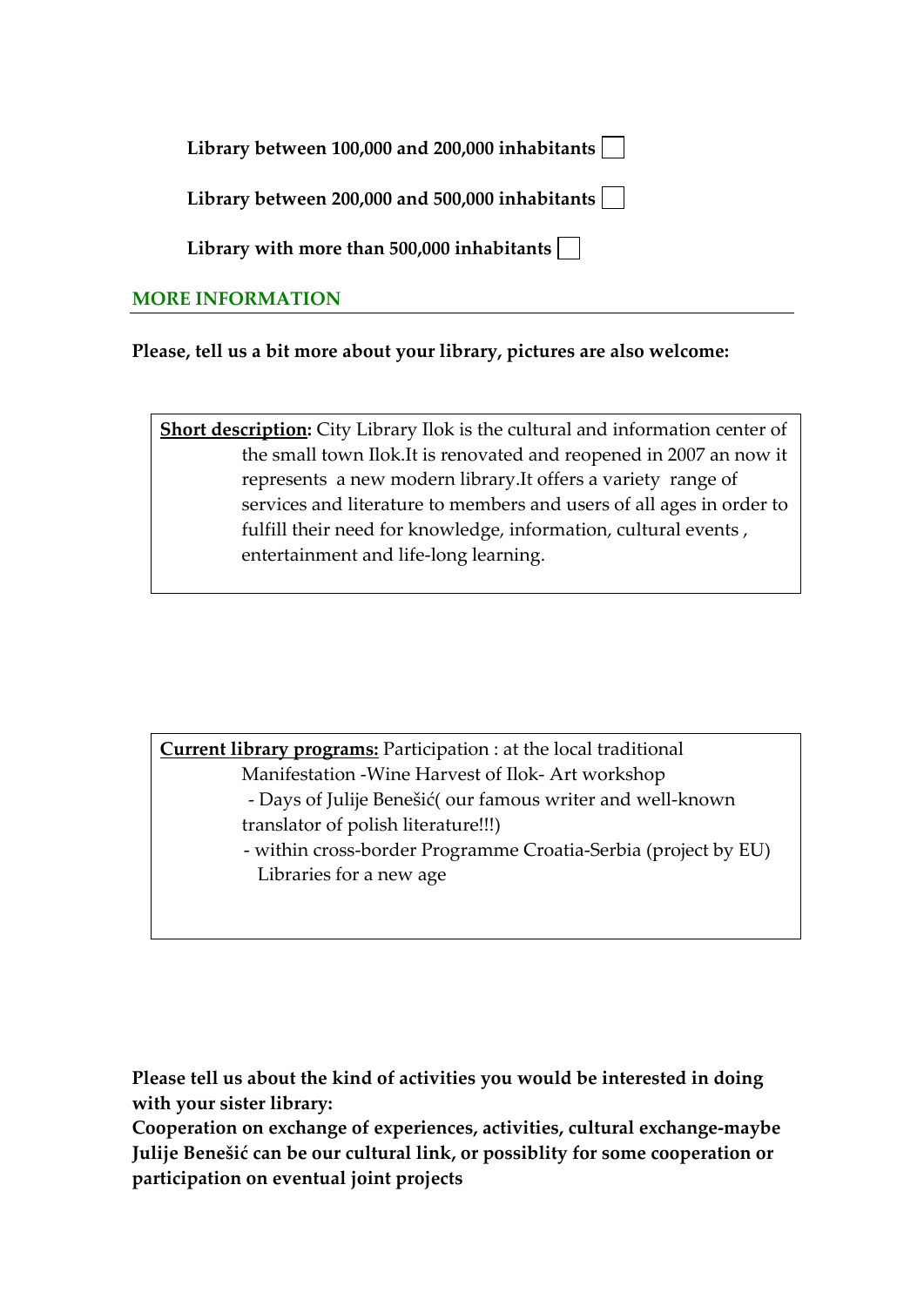**Library between 100,000 and 200,000 inhabitants** ☐

**Library between 200,000 and 500,000 inhabitants** ☐

**Library with more than 500,000 inhabitants** ☐

## MORE INFORMATION

**Please, tell us a bit more about your library, pictures are also welcome:**

**<u>Short description</u>:** City Library Ilok is the cultural and information center of the small town Ilok.It is renovated and reopened in 2007 an now it represents a new modern library.It offers a variety range of services and literature to members and users of all ages in order to fulfill their need for knowledge, information, cultural events , entertainment and life-long learning.

**<u>Current library programs:</u>** Participation : at the local traditional Manifestation -Wine Harvest of Ilok- Art workshop
- Days of Julije Benešić( our famous writer and well-known translator of polish literature!!!)
- within cross-border Programme Croatia-Serbia (project by EU) Libraries for a new age

**Please tell us about the kind of activities you would be interested in doing with your sister library:**
**Cooperation on exchange of experiences, activities, cultural exchange-maybe Julije Benešić can be our cultural link, or possiblity for some cooperation or participation on eventual joint projects**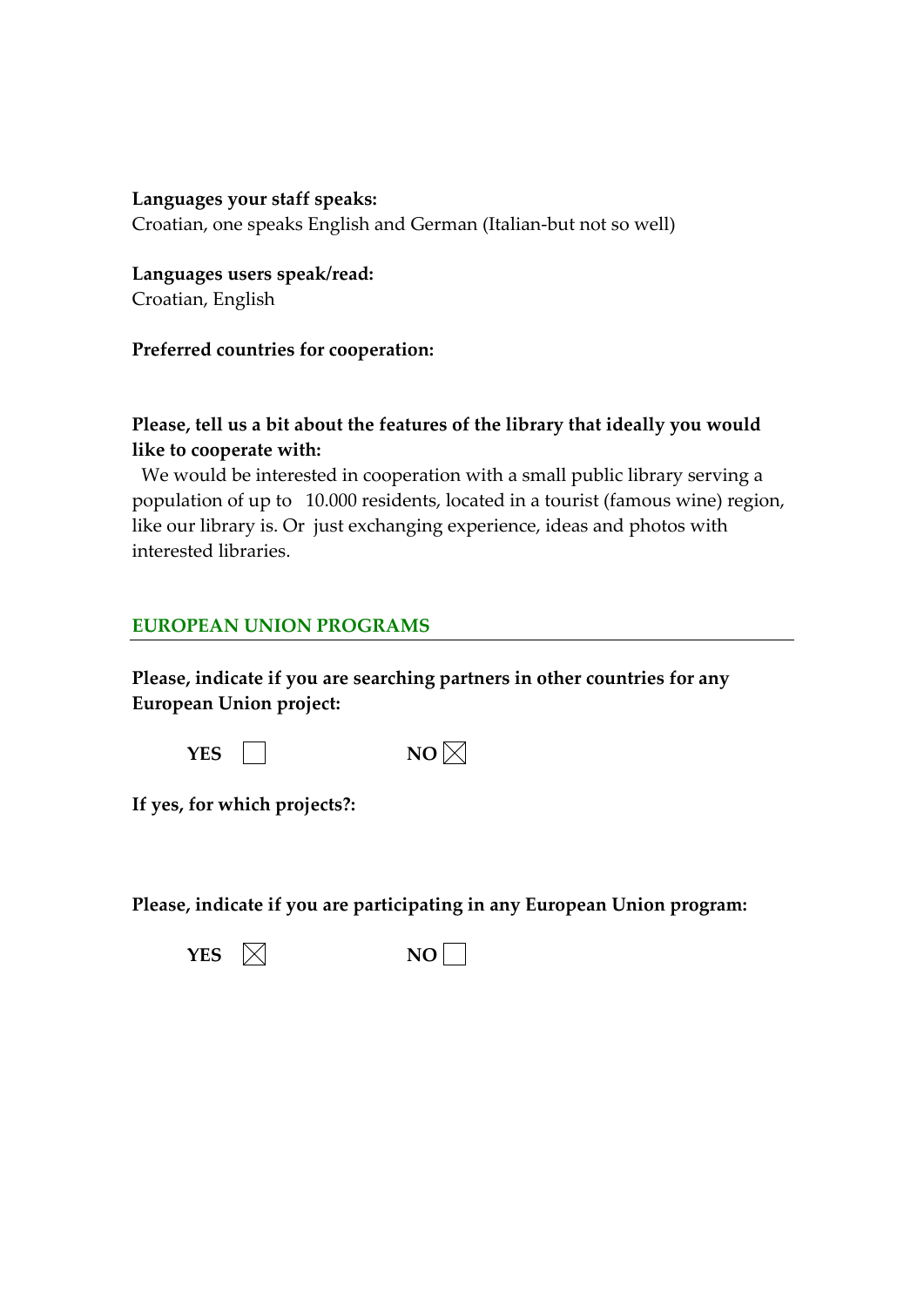**Languages your staff speaks:**
Croatian, one speaks English and German (Italian-but not so well)

**Languages users speak/read:**
Croatian, English

**Preferred countries for cooperation:**

**Please, tell us a bit about the features of the library that ideally you would like to cooperate with:**
We would be interested in cooperation with a small public library serving a population of up to 10.000 residents, located in a tourist (famous wine) region, like our library is. Or just exchanging experience, ideas and photos with interested libraries.

## EUROPEAN UNION PROGRAMS

**Please, indicate if you are searching partners in other countries for any European Union project:**

**YES** ☐ **NO** ☒

**If yes, for which projects?:**

**Please, indicate if you are participating in any European Union program:**

**YES** ☒ **NO** ☐